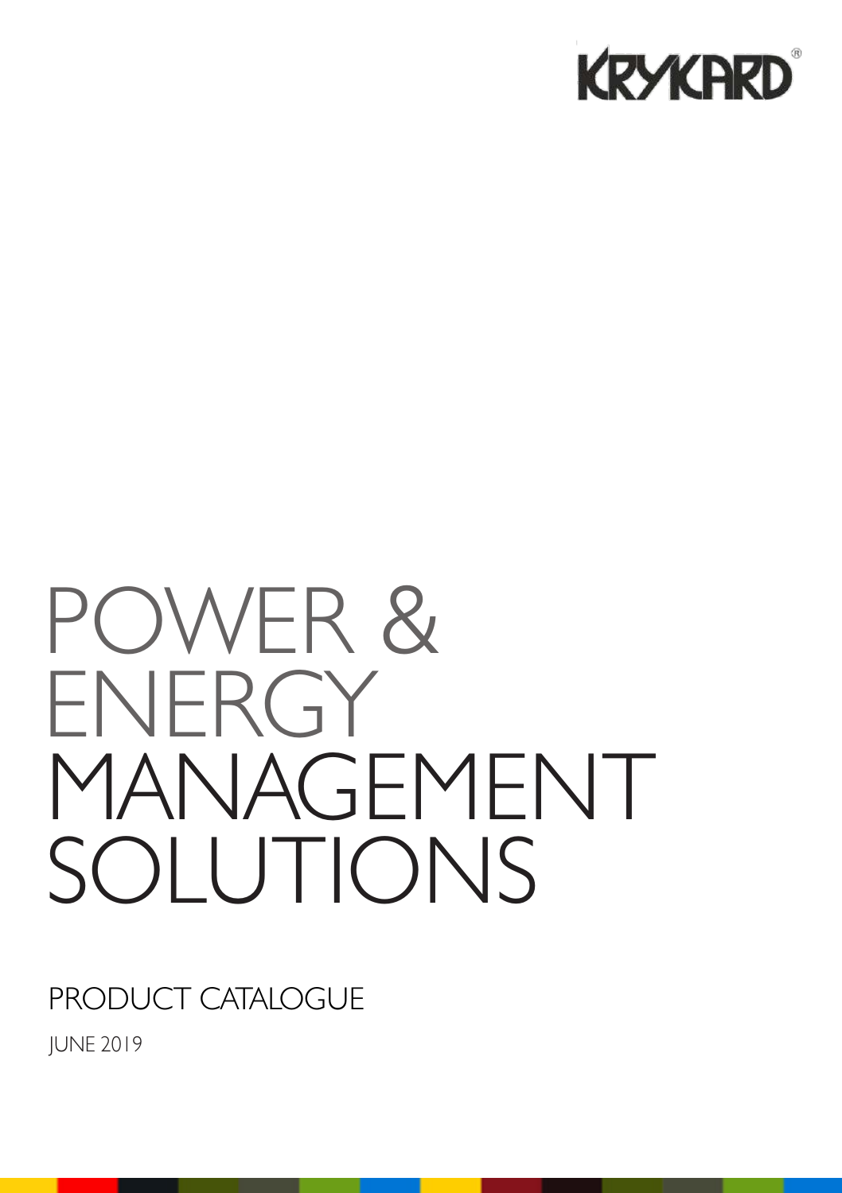KRYKARD®

# POWER & ENERGY MANAGEMENT SOLUTIONS

## PRODUCT CATALOGUE

JUNE 2019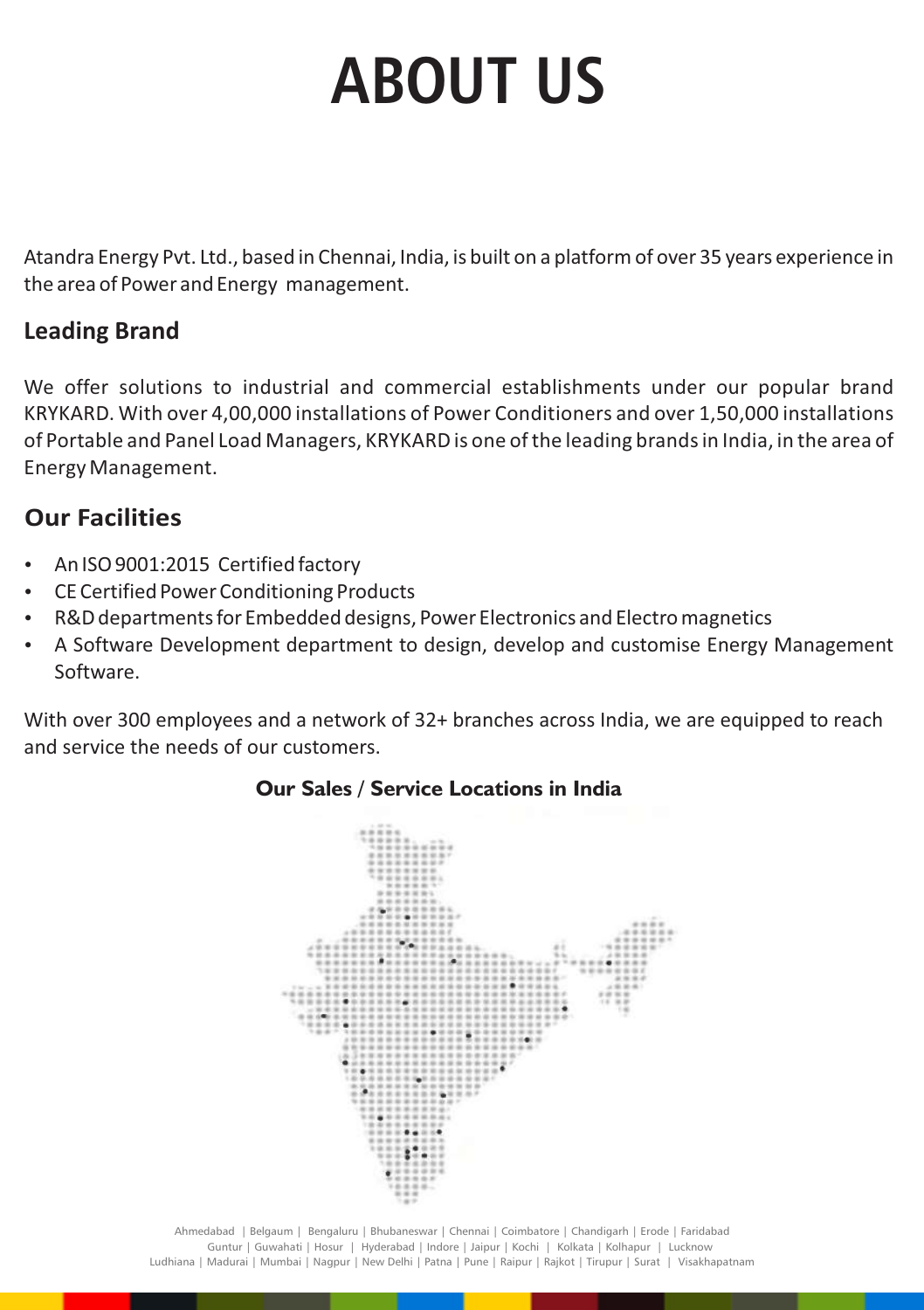# ABOUT US

Atandra Energy Pvt. Ltd., based in Chennai, India, is built on a platform of over 35 years experience in the area of Power and Energy management.

## Leading Brand

We offer solutions to industrial and commercial establishments under our popular brand KRYKARD. With over 4,00,000 installations of Power Conditioners and over 1,50,000 installations of Portable and Panel Load Managers, KRYKARD is one of the leading brands in India, in the area of Energy Management.

## Our Facilities

- An ISO 9001:2015 Certified factory
- CE Certified Power Conditioning Products
- R&D departments for Embedded designs, Power Electronics and Electro magnetics
- A Software Development department to design, develop and customise Energy Management Software.

With over 300 employees and a network of 32+ branches across India, we are equipped to reach and service the needs of our customers.

**Our Sales / Service Locations in India**

Ahmedabad | Belgaum | Bengaluru | Bhubaneswar | Chennai | Coimbatore | Chandigarh | Erode | Faridabad
Guntur | Guwahati | Hosur | Hyderabad | Indore | Jaipur | Kochi | Kolkata | Kolhapur | Lucknow
Ludhiana | Madurai | Mumbai | Nagpur | New Delhi | Patna | Pune | Raipur | Rajkot | Tirupur | Surat | Visakhapatnam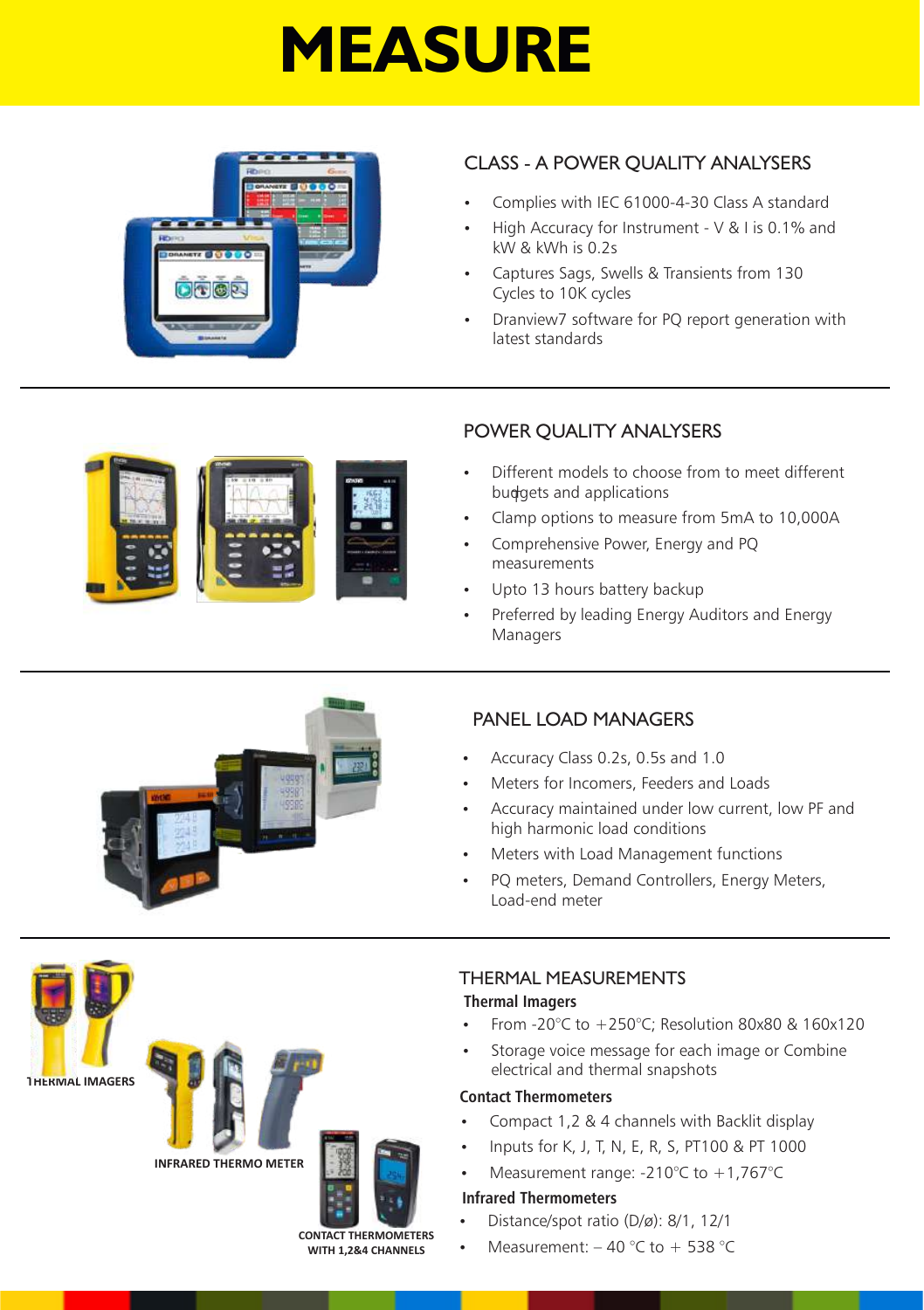# MEASURE

## CLASS - A POWER QUALITY ANALYSERS

- Complies with IEC 61000-4-30 Class A standard
- High Accuracy for Instrument - V & I is 0.1% and kW & kWh is 0.2s
- Captures Sags, Swells & Transients from 130 Cycles to 10K cycles
- Dranview7 software for PQ report generation with latest standards

## POWER QUALITY ANALYSERS

- Different models to choose from to meet different budgets and applications
- Clamp options to measure from 5mA to 10,000A
- Comprehensive Power, Energy and PQ measurements
- Upto 13 hours battery backup
- Preferred by leading Energy Auditors and Energy Managers

## PANEL LOAD MANAGERS

- Accuracy Class 0.2s, 0.5s and 1.0
- Meters for Incomers, Feeders and Loads
- Accuracy maintained under low current, low PF and high harmonic load conditions
- Meters with Load Management functions
- PQ meters, Demand Controllers, Energy Meters, Load-end meter

## THERMAL MEASUREMENTS

THERMAL IMAGERS

INFRARED THERMO METER

CONTACT THERMOMETERS WITH 1,2&4 CHANNELS

### Thermal Imagers

- From -20°C to +250°C; Resolution 80x80 & 160x120
- Storage voice message for each image or Combine electrical and thermal snapshots

### Contact Thermometers

- Compact 1,2 & 4 channels with Backlit display
- Inputs for K, J, T, N, E, R, S, PT100 & PT 1000
- Measurement range: -210°C to +1,767°C

### Infrared Thermometers

- Distance/spot ratio (D/ø): 8/1, 12/1
- Measurement: – 40 °C to + 538 °C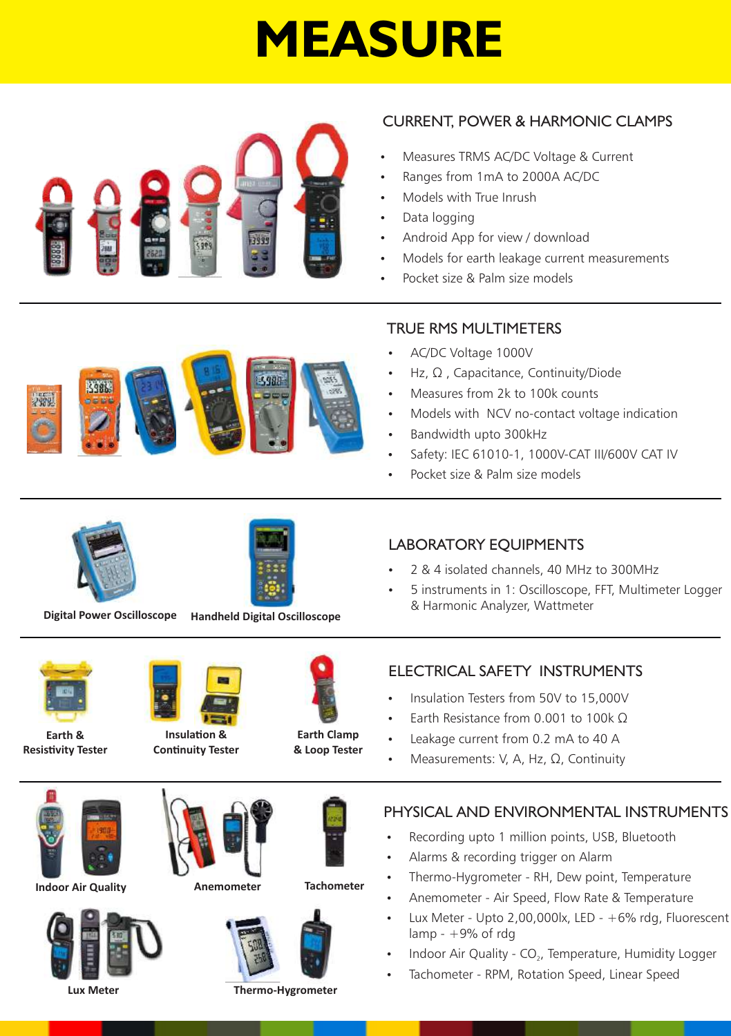# MEASURE

## CURRENT, POWER & HARMONIC CLAMPS

- Measures TRMS AC/DC Voltage & Current
- Ranges from 1mA to 2000A AC/DC
- Models with True Inrush
- Data logging
- Android App for view / download
- Models for earth leakage current measurements
- Pocket size & Palm size models

## TRUE RMS MULTIMETERS

- AC/DC Voltage 1000V
- Hz, Ω , Capacitance, Continuity/Diode
- Measures from 2k to 100k counts
- Models with NCV no-contact voltage indication
- Bandwidth upto 300kHz
- Safety: IEC 61010-1, 1000V-CAT III/600V CAT IV
- Pocket size & Palm size models

Digital Power Oscilloscope

Handheld Digital Oscilloscope

## LABORATORY EQUIPMENTS

- 2 & 4 isolated channels, 40 MHz to 300MHz
- 5 instruments in 1: Oscilloscope, FFT, Multimeter Logger & Harmonic Analyzer, Wattmeter

Earth & Resistivity Tester

Insulation & Continuity Tester

Earth Clamp & Loop Tester

## ELECTRICAL SAFETY INSTRUMENTS

- Insulation Testers from 50V to 15,000V
- Earth Resistance from 0.001 to 100k Ω
- Leakage current from 0.2 mA to 40 A
- Measurements: V, A, Hz, Ω, Continuity

Indoor Air Quality

Anemometer

Tachometer

Lux Meter

Thermo-Hygrometer

## PHYSICAL AND ENVIRONMENTAL INSTRUMENTS

- Recording upto 1 million points, USB, Bluetooth
- Alarms & recording trigger on Alarm
- Thermo-Hygrometer - RH, Dew point, Temperature
- Anemometer - Air Speed, Flow Rate & Temperature
- Lux Meter - Upto 2,00,000lx, LED - +6% rdg, Fluorescent lamp - +9% of rdg
- Indoor Air Quality - $CO_2$, Temperature, Humidity Logger
- Tachometer - RPM, Rotation Speed, Linear Speed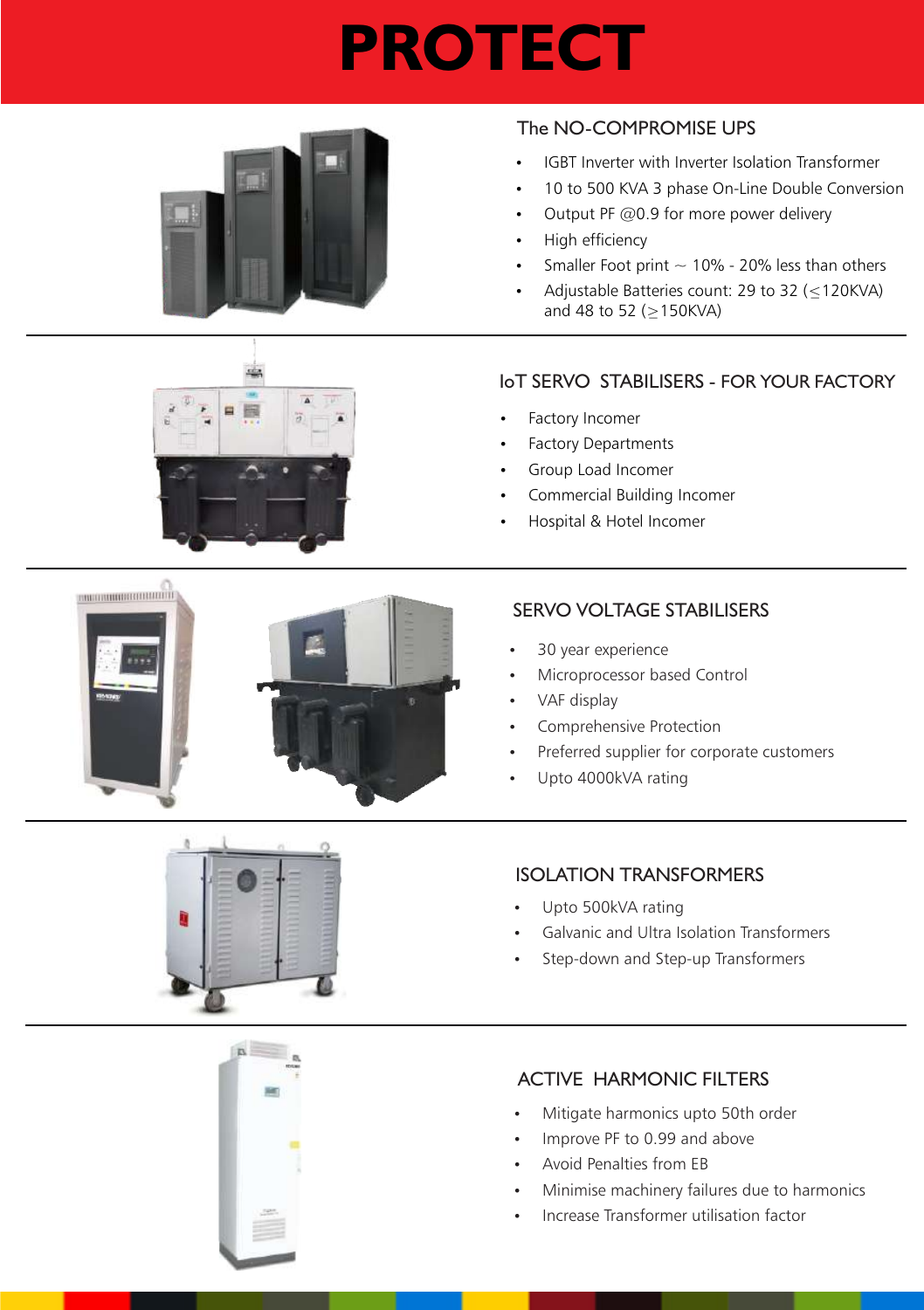# PROTECT

## The NO-COMPROMISE UPS

- IGBT Inverter with Inverter Isolation Transformer
- 10 to 500 KVA 3 phase On-Line Double Conversion
- Output PF @0.9 for more power delivery
- High efficiency
- Smaller Foot print ~ 10% - 20% less than others
- Adjustable Batteries count: 29 to 32 (≤120KVA) and 48 to 52 (≥150KVA)

## IoT SERVO STABILISERS - FOR YOUR FACTORY

- Factory Incomer
- Factory Departments
- Group Load Incomer
- Commercial Building Incomer
- Hospital & Hotel Incomer

## SERVO VOLTAGE STABILISERS

- 30 year experience
- Microprocessor based Control
- VAF display
- Comprehensive Protection
- Preferred supplier for corporate customers
- Upto 4000kVA rating

## ISOLATION TRANSFORMERS

- Upto 500kVA rating
- Galvanic and Ultra Isolation Transformers
- Step-down and Step-up Transformers

## ACTIVE HARMONIC FILTERS

- Mitigate harmonics upto 50th order
- Improve PF to 0.99 and above
- Avoid Penalties from EB
- Minimise machinery failures due to harmonics
- Increase Transformer utilisation factor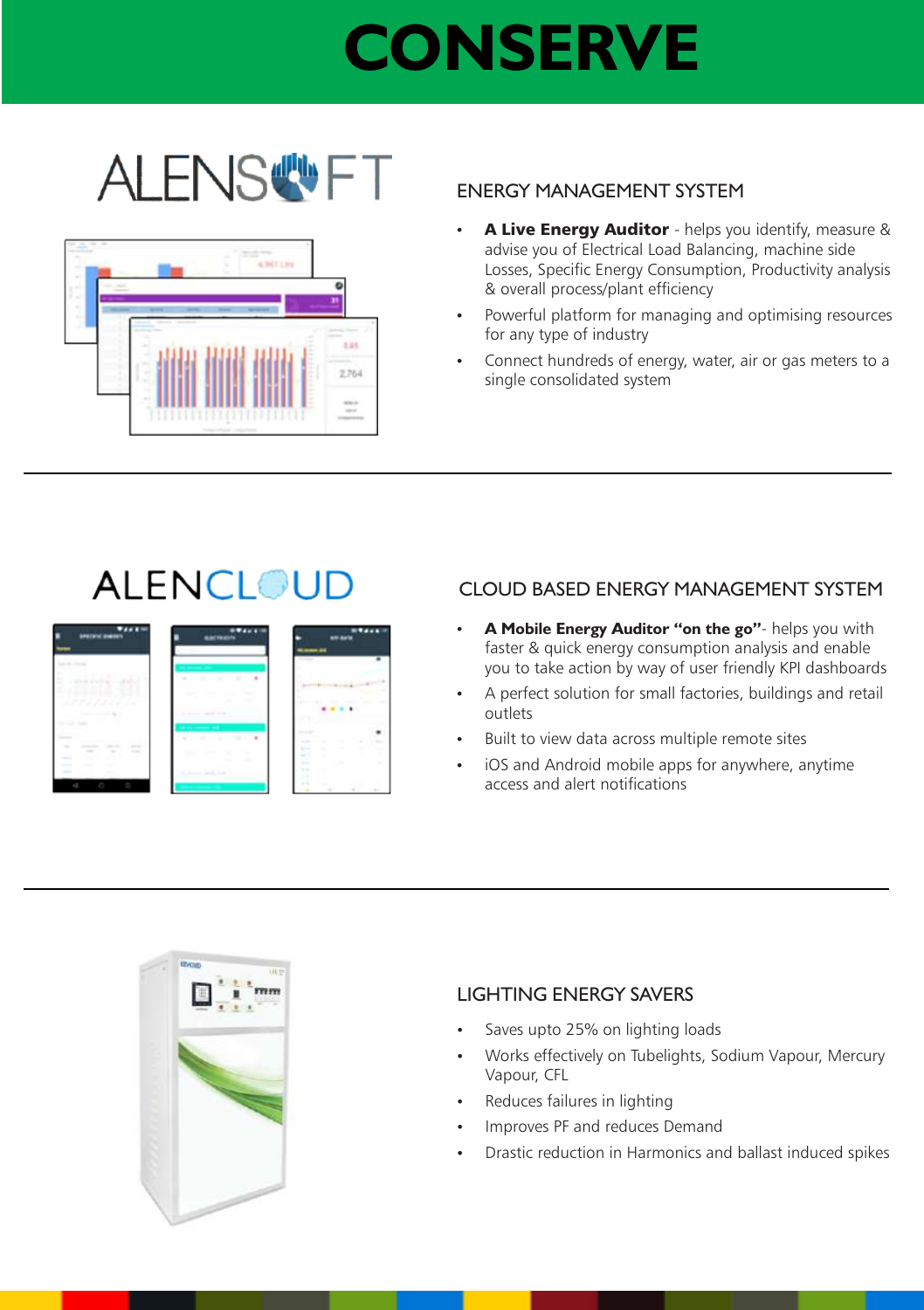# CONSERVE

ALENSOFT

## ENERGY MANAGEMENT SYSTEM

- **A Live Energy Auditor** - helps you identify, measure & advise you of Electrical Load Balancing, machine side Losses, Specific Energy Consumption, Productivity analysis & overall process/plant efficiency
- Powerful platform for managing and optimising resources for any type of industry
- Connect hundreds of energy, water, air or gas meters to a single consolidated system

ALENCLOUD

## CLOUD BASED ENERGY MANAGEMENT SYSTEM

- **A Mobile Energy Auditor "on the go"**- helps you with faster & quick energy consumption analysis and enable you to take action by way of user friendly KPI dashboards
- A perfect solution for small factories, buildings and retail outlets
- Built to view data across multiple remote sites
- iOS and Android mobile apps for anywhere, anytime access and alert notifications

## LIGHTING ENERGY SAVERS

- Saves upto 25% on lighting loads
- Works effectively on Tubelights, Sodium Vapour, Mercury Vapour, CFL
- Reduces failures in lighting
- Improves PF and reduces Demand
- Drastic reduction in Harmonics and ballast induced spikes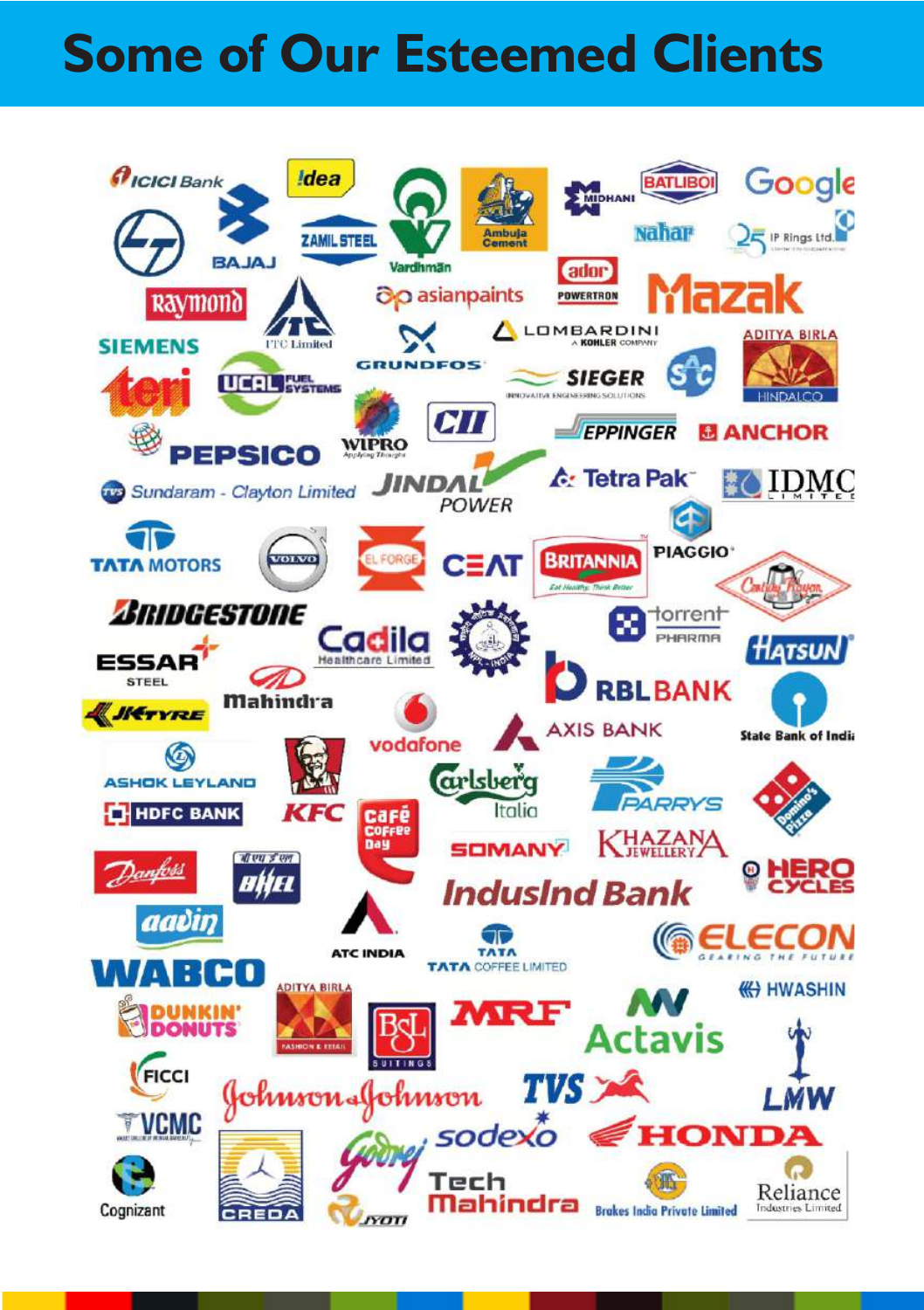# Some of Our Esteemed Clients

- ICICI Bank
- Idea
- Vardhmān
- Ambuja Cement
- MIDHANI
- BATLIBOI
- Google
- L&T
- BAJAJ
- ZAMIL STEEL
- ador POWERTRON
- Nahar
- IP Rings Ltd.
- Raymond
- ITC Limited
- asianpaints
- Mazak
- SIEMENS
- GRUNDFOS
- LOMBARDINI A KOHLER COMPANY
- ADITYA BIRLA HINDALCO
- teri
- UCAL FUEL SYSTEMS
- SIEGER INNOVATIVE ENGINEERING SOLUTIONS
- SAC
- PEPSICO
- WIPRO Applying Thought
- CII
- EPPINGER
- ANCHOR
- Sundaram - Clayton Limited
- JINDAL POWER
- Tetra Pak
- IDMC LIMITED
- TATA MOTORS
- VOLVO
- EL FORGE
- CEAT
- BRITANNIA Eat Healthy, Think Better
- PIAGGIO
- Cathay Pacific
- BRIDGESTONE
- Cadila Healthcare Limited
- torrent PHARMA
- ESSAR STEEL
- HATSUN
- Mahindra
- RBL BANK
- JK TYRE
- vodafone
- AXIS BANK
- State Bank of India
- ASHOK LEYLAND
- KFC
- Carlsberg Italia
- PARRYS
- Domino's Pizza
- HDFC BANK
- Café Coffee Day
- SOMANY
- KHAZANA JEWELLERY
- Danfoss
- BHEL
- IndusInd Bank
- HERO CYCLES
- aavin
- ATC INDIA
- TATA COFFEE LIMITED
- ELECON GEARING THE FUTURE
- WABCO
- ADITYA BIRLA FASHION & RETAIL
- HWASHIN
- DUNKIN' DONUTS
- BSL SUITINGS
- MRF
- Actavis
- FICCI
- Johnson & Johnson
- TVS
- LMW
- VCMC
- Godrej
- sodexo
- HONDA
- Cognizant
- CREDA
- JYOTI
- Tech Mahindra
- Brakes India Private Limited
- Reliance Industries Limited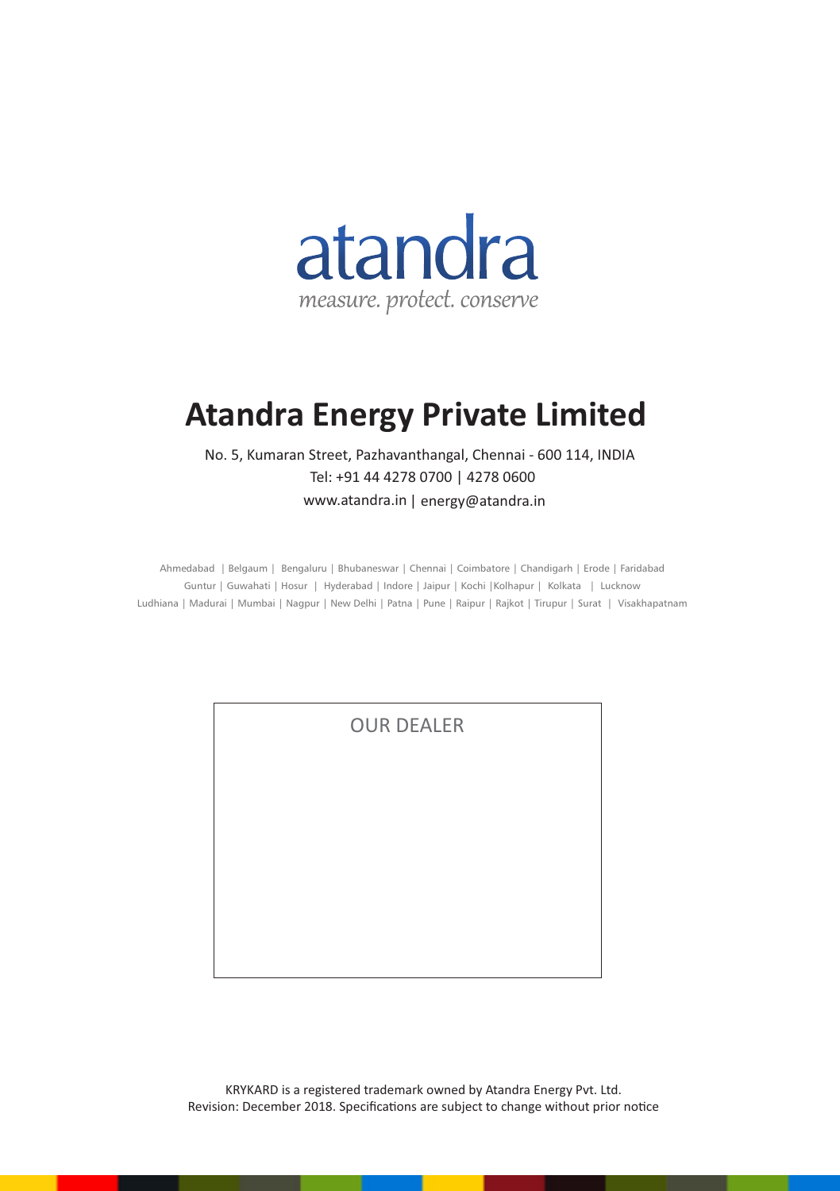atandra

*measure. protect. conserve*

# Atandra Energy Private Limited

No. 5, Kumaran Street, Pazhavanthangal, Chennai - 600 114, INDIA
Tel: +91 44 4278 0700 | 4278 0600
www.atandra.in | energy@atandra.in

Ahmedabad | Belgaum | Bengaluru | Bhubaneswar | Chennai | Coimbatore | Chandigarh | Erode | Faridabad
Guntur | Guwahati | Hosur | Hyderabad | Indore | Jaipur | Kochi | Kolhapur | Kolkata | Lucknow
Ludhiana | Madurai | Mumbai | Nagpur | New Delhi | Patna | Pune | Raipur | Rajkot | Tirupur | Surat | Visakhapatnam

OUR DEALER

KRYKARD is a registered trademark owned by Atandra Energy Pvt. Ltd.
Revision: December 2018. Specifications are subject to change without prior notice